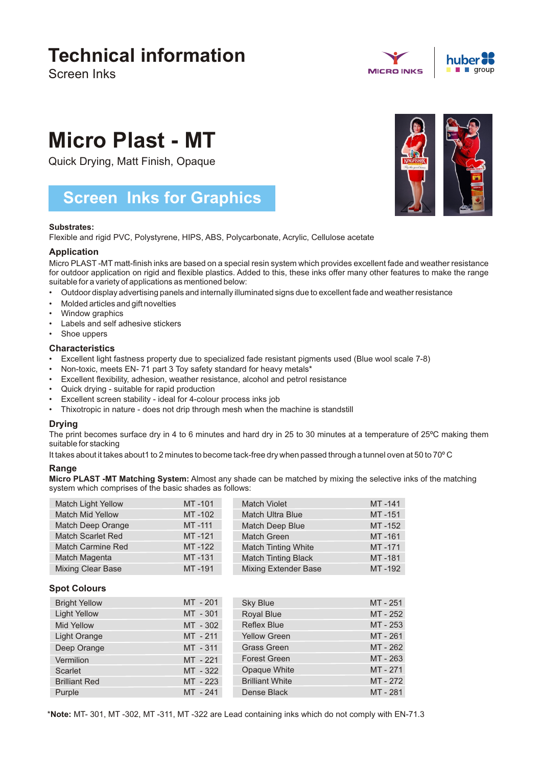# Technical information

Screen Inks

# Micro Plast - MT

Quick Drying, Matt Finish, Opaque

## Screen Inks for Graphics

**Substrates:**

Flexible and rigid PVC, Polystyrene, HIPS, ABS, Polycarbonate, Acrylic, Cellulose acetate

### Application

Micro PLAST -MT matt-finish inks are based on a special resin system which provides excellent fade and weather resistance for outdoor application on rigid and flexible plastics. Added to this, these inks offer many other features to make the range suitable for a variety of applications as mentioned below:

- Outdoor display advertising panels and internally illuminated signs due to excellent fade and weather resistance
- Molded articles and gift novelties
- Window graphics
- Labels and self adhesive stickers
- Shoe uppers

### Characteristics

- Excellent light fastness property due to specialized fade resistant pigments used (Blue wool scale 7-8)
- Non-toxic, meets EN- 71 part 3 Toy safety standard for heavy metals*
- Excellent flexibility, adhesion, weather resistance, alcohol and petrol resistance
- Quick drying - suitable for rapid production
- Excellent screen stability - ideal for 4-colour process inks job
- Thixotropic in nature - does not drip through mesh when the machine is standstill

### Drying

The print becomes surface dry in 4 to 6 minutes and hard dry in 25 to 30 minutes at a temperature of 25ºC making them suitable for stacking

It takes about it takes about1 to 2 minutes to become tack-free dry when passed through a tunnel oven at 50 to 70º C

### Range

**Micro PLAST -MT Matching System:** Almost any shade can be matched by mixing the selective inks of the matching system which comprises of the basic shades as follows:

| Shade | Code | Shade | Code |
|---|---|---|---|
| Match Light Yellow | MT -101 | Match Violet | MT -141 |
| Match Mid Yellow | MT -102 | Match Ultra Blue | MT -151 |
| Match Deep Orange | MT -111 | Match Deep Blue | MT -152 |
| Match Scarlet Red | MT -121 | Match Green | MT -161 |
| Match Carmine Red | MT -122 | Match Tinting White | MT -171 |
| Match Magenta | MT -131 | Match Tinting Black | MT -181 |
| Mixing Clear Base | MT -191 | Mixing Extender Base | MT -192 |

### Spot Colours

| Shade | Code | Shade | Code |
|---|---|---|---|
| Bright Yellow | MT - 201 | Sky Blue | MT - 251 |
| Light Yellow | MT - 301 | Royal Blue | MT - 252 |
| Mid Yellow | MT - 302 | Reflex Blue | MT - 253 |
| Light Orange | MT - 211 | Yellow Green | MT - 261 |
| Deep Orange | MT - 311 | Grass Green | MT - 262 |
| Vermilion | MT - 221 | Forest Green | MT - 263 |
| Scarlet | MT - 322 | Opaque White | MT - 271 |
| Brilliant Red | MT - 223 | Brilliant White | MT - 272 |
| Purple | MT - 241 | Dense Black | MT - 281 |

***Note:** MT- 301, MT -302, MT -311, MT -322 are Lead containing inks which do not comply with EN-71.3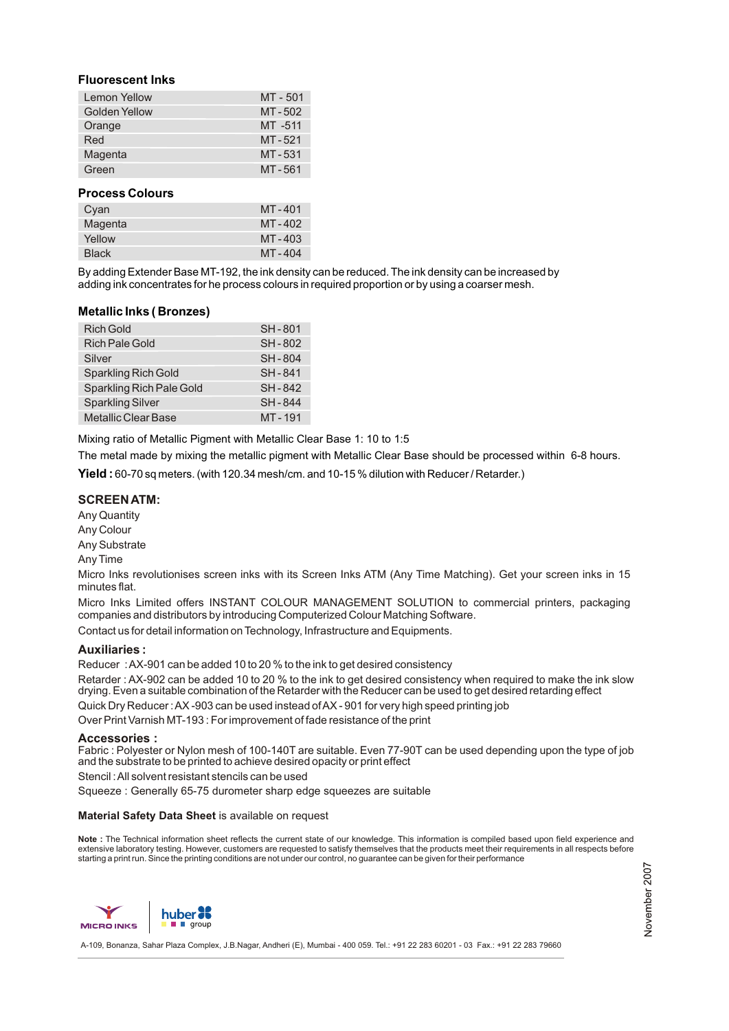### Fluorescent Inks

| | |
|---|---|
| Lemon Yellow | MT - 501 |
| Golden Yellow | MT - 502 |
| Orange | MT -511 |
| Red | MT - 521 |
| Magenta | MT - 531 |
| Green | MT - 561 |

### Process Colours

| | |
|---|---|
| Cyan | MT - 401 |
| Magenta | MT - 402 |
| Yellow | MT - 403 |
| Black | MT - 404 |

By adding Extender Base MT-192, the ink density can be reduced. The ink density can be increased by adding ink concentrates for he process colours in required proportion or by using a coarser mesh.

### Metallic Inks ( Bronzes)

| | |
|---|---|
| Rich Gold | SH - 801 |
| Rich Pale Gold | SH - 802 |
| Silver | SH - 804 |
| Sparkling Rich Gold | SH - 841 |
| Sparkling Rich Pale Gold | SH - 842 |
| Sparkling Silver | SH - 844 |
| Metallic Clear Base | MT - 191 |

Mixing ratio of Metallic Pigment with Metallic Clear Base 1: 10 to 1:5

The metal made by mixing the metallic pigment with Metallic Clear Base should be processed within 6-8 hours.

**Yield :** 60-70 sq meters. (with 120.34 mesh/cm. and 10-15 % dilution with Reducer / Retarder.)

### SCREEN ATM:

Any Quantity
Any Colour
Any Substrate
Any Time

Micro Inks revolutionises screen inks with its Screen Inks ATM (Any Time Matching). Get your screen inks in 15 minutes flat.

Micro Inks Limited offers INSTANT COLOUR MANAGEMENT SOLUTION to commercial printers, packaging companies and distributors by introducing Computerized Colour Matching Software.

Contact us for detail information on Technology, Infrastructure and Equipments.

### Auxiliaries :

Reducer : AX-901 can be added 10 to 20 % to the ink to get desired consistency

Retarder : AX-902 can be added 10 to 20 % to the ink to get desired consistency when required to make the ink slow drying. Even a suitable combination of the Retarder with the Reducer can be used to get desired retarding effect

Quick Dry Reducer : AX -903 can be used instead of AX - 901 for very high speed printing job

Over Print Varnish MT-193 : For improvement of fade resistance of the print

### Accessories :

Fabric : Polyester or Nylon mesh of 100-140T are suitable. Even 77-90T can be used depending upon the type of job and the substrate to be printed to achieve desired opacity or print effect

Stencil : All solvent resistant stencils can be used

Squeeze : Generally 65-75 durometer sharp edge squeezes are suitable

**Material Safety Data Sheet** is available on request

**Note :** The Technical information sheet reflects the current state of our knowledge. This information is compiled based upon field experience and extensive laboratory testing. However, customers are requested to satisfy themselves that the products meet their requirements in all respects before starting a print run. Since the printing conditions are not under our control, no guarantee can be given for their performance

November 2007

MICRO INKS

huber group

A-109, Bonanza, Sahar Plaza Complex, J.B.Nagar, Andheri (E), Mumbai - 400 059. Tel.: +91 22 283 60201 - 03 Fax.: +91 22 283 79660